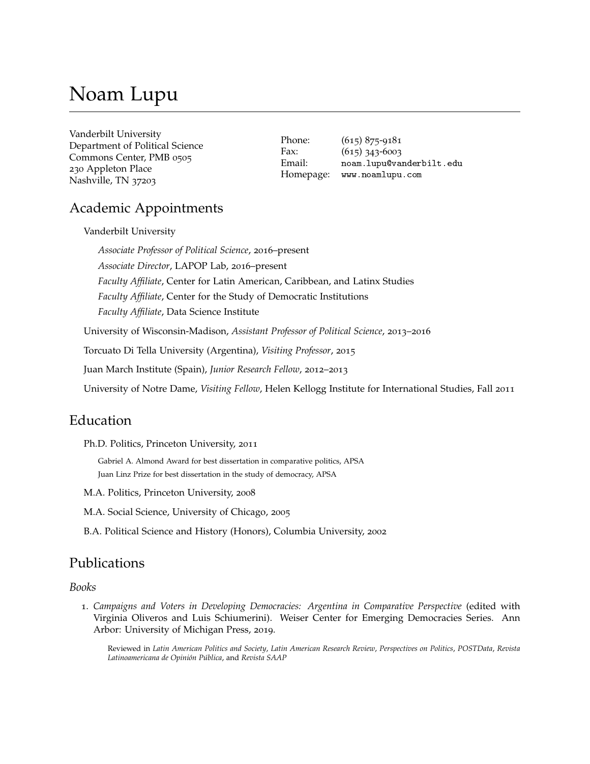# Noam Lupu

Vanderbilt University
Department of Political Science
Commons Center, PMB 0505
230 Appleton Place
Nashville, TN 37203

Phone: (615) 875-9181
Fax: (615) 343-6003
Email: noam.lupu@vanderbilt.edu
Homepage: www.noamlupu.com

## Academic Appointments

Vanderbilt University

*Associate Professor of Political Science*, 2016–present

*Associate Director*, LAPOP Lab, 2016–present

*Faculty Affiliate*, Center for Latin American, Caribbean, and Latinx Studies

*Faculty Affiliate*, Center for the Study of Democratic Institutions

*Faculty Affiliate*, Data Science Institute

University of Wisconsin-Madison, *Assistant Professor of Political Science*, 2013–2016

Torcuato Di Tella University (Argentina), *Visiting Professor*, 2015

Juan March Institute (Spain), *Junior Research Fellow*, 2012–2013

University of Notre Dame, *Visiting Fellow*, Helen Kellogg Institute for International Studies, Fall 2011

## Education

Ph.D. Politics, Princeton University, 2011

Gabriel A. Almond Award for best dissertation in comparative politics, APSA
Juan Linz Prize for best dissertation in the study of democracy, APSA

M.A. Politics, Princeton University, 2008

M.A. Social Science, University of Chicago, 2005

B.A. Political Science and History (Honors), Columbia University, 2002

## Publications

### *Books*

1. *Campaigns and Voters in Developing Democracies: Argentina in Comparative Perspective* (edited with Virginia Oliveros and Luis Schiumerini). Weiser Center for Emerging Democracies Series. Ann Arbor: University of Michigan Press, 2019.

   Reviewed in *Latin American Politics and Society*, *Latin American Research Review*, *Perspectives on Politics*, *POSTData*, *Revista Latinoamericana de Opinión Pública*, and *Revista SAAP*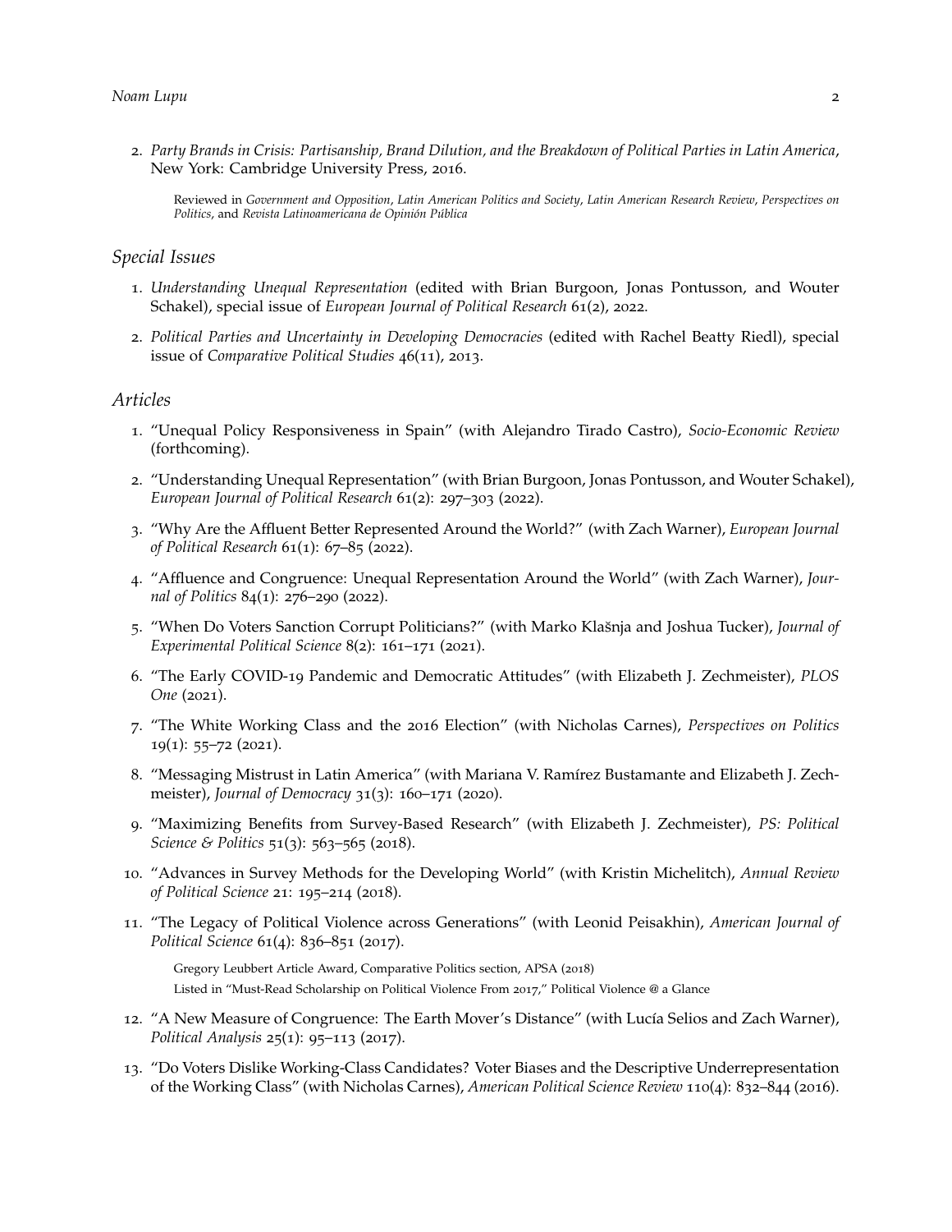2. *Party Brands in Crisis: Partisanship, Brand Dilution, and the Breakdown of Political Parties in Latin America*, New York: Cambridge University Press, 2016.

   Reviewed in *Government and Opposition*, *Latin American Politics and Society*, *Latin American Research Review*, *Perspectives on Politics*, and *Revista Latinoamericana de Opinión Pública*

### *Special Issues*

1. *Understanding Unequal Representation* (edited with Brian Burgoon, Jonas Pontusson, and Wouter Schakel), special issue of *European Journal of Political Research* 61(2), 2022.
2. *Political Parties and Uncertainty in Developing Democracies* (edited with Rachel Beatty Riedl), special issue of *Comparative Political Studies* 46(11), 2013.

### *Articles*

1. "Unequal Policy Responsiveness in Spain" (with Alejandro Tirado Castro), *Socio-Economic Review* (forthcoming).
2. "Understanding Unequal Representation" (with Brian Burgoon, Jonas Pontusson, and Wouter Schakel), *European Journal of Political Research* 61(2): 297–303 (2022).
3. "Why Are the Affluent Better Represented Around the World?" (with Zach Warner), *European Journal of Political Research* 61(1): 67–85 (2022).
4. "Affluence and Congruence: Unequal Representation Around the World" (with Zach Warner), *Journal of Politics* 84(1): 276–290 (2022).
5. "When Do Voters Sanction Corrupt Politicians?" (with Marko Klašnja and Joshua Tucker), *Journal of Experimental Political Science* 8(2): 161–171 (2021).
6. "The Early COVID-19 Pandemic and Democratic Attitudes" (with Elizabeth J. Zechmeister), *PLOS One* (2021).
7. "The White Working Class and the 2016 Election" (with Nicholas Carnes), *Perspectives on Politics* 19(1): 55–72 (2021).
8. "Messaging Mistrust in Latin America" (with Mariana V. Ramírez Bustamante and Elizabeth J. Zechmeister), *Journal of Democracy* 31(3): 160–171 (2020).
9. "Maximizing Benefits from Survey-Based Research" (with Elizabeth J. Zechmeister), *PS: Political Science & Politics* 51(3): 563–565 (2018).
10. "Advances in Survey Methods for the Developing World" (with Kristin Michelitch), *Annual Review of Political Science* 21: 195–214 (2018).
11. "The Legacy of Political Violence across Generations" (with Leonid Peisakhin), *American Journal of Political Science* 61(4): 836–851 (2017).

    Gregory Leubbert Article Award, Comparative Politics section, APSA (2018)
    Listed in "Must-Read Scholarship on Political Violence From 2017," Political Violence @ a Glance
12. "A New Measure of Congruence: The Earth Mover's Distance" (with Lucía Selios and Zach Warner), *Political Analysis* 25(1): 95–113 (2017).
13. "Do Voters Dislike Working-Class Candidates? Voter Biases and the Descriptive Underrepresentation of the Working Class" (with Nicholas Carnes), *American Political Science Review* 110(4): 832–844 (2016).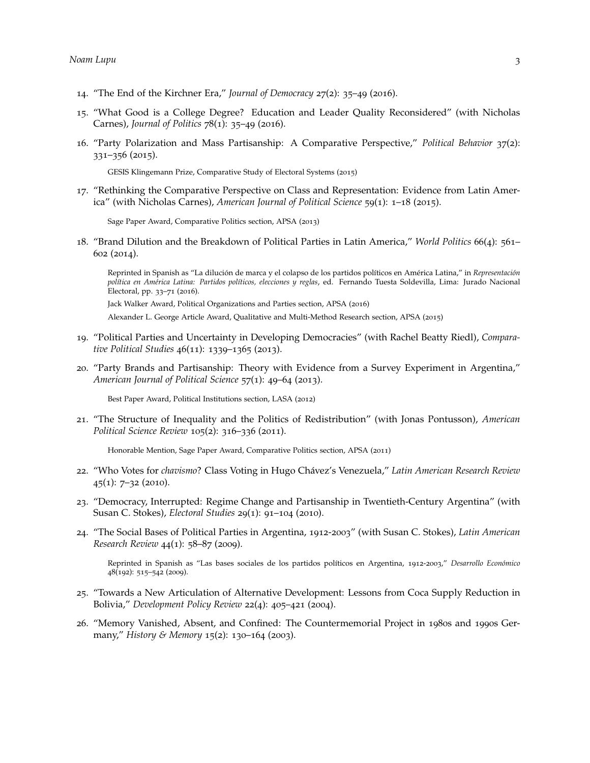14. "The End of the Kirchner Era," *Journal of Democracy* 27(2): 35–49 (2016).

15. "What Good is a College Degree? Education and Leader Quality Reconsidered" (with Nicholas Carnes), *Journal of Politics* 78(1): 35–49 (2016).

16. "Party Polarization and Mass Partisanship: A Comparative Perspective," *Political Behavior* 37(2): 331–356 (2015).

    GESIS Klingemann Prize, Comparative Study of Electoral Systems (2015)

17. "Rethinking the Comparative Perspective on Class and Representation: Evidence from Latin America" (with Nicholas Carnes), *American Journal of Political Science* 59(1): 1–18 (2015).

    Sage Paper Award, Comparative Politics section, APSA (2013)

18. "Brand Dilution and the Breakdown of Political Parties in Latin America," *World Politics* 66(4): 561–602 (2014).

    Reprinted in Spanish as "La dilución de marca y el colapso de los partidos políticos en América Latina," in *Representación política en América Latina: Partidos políticos, elecciones y reglas*, ed. Fernando Tuesta Soldevilla, Lima: Jurado Nacional Electoral, pp. 33–71 (2016).

    Jack Walker Award, Political Organizations and Parties section, APSA (2016)

    Alexander L. George Article Award, Qualitative and Multi-Method Research section, APSA (2015)

19. "Political Parties and Uncertainty in Developing Democracies" (with Rachel Beatty Riedl), *Comparative Political Studies* 46(11): 1339–1365 (2013).

20. "Party Brands and Partisanship: Theory with Evidence from a Survey Experiment in Argentina," *American Journal of Political Science* 57(1): 49–64 (2013).

    Best Paper Award, Political Institutions section, LASA (2012)

21. "The Structure of Inequality and the Politics of Redistribution" (with Jonas Pontusson), *American Political Science Review* 105(2): 316–336 (2011).

    Honorable Mention, Sage Paper Award, Comparative Politics section, APSA (2011)

22. "Who Votes for *chavismo*? Class Voting in Hugo Chávez's Venezuela," *Latin American Research Review* 45(1): 7–32 (2010).

23. "Democracy, Interrupted: Regime Change and Partisanship in Twentieth-Century Argentina" (with Susan C. Stokes), *Electoral Studies* 29(1): 91–104 (2010).

24. "The Social Bases of Political Parties in Argentina, 1912-2003" (with Susan C. Stokes), *Latin American Research Review* 44(1): 58–87 (2009).

    Reprinted in Spanish as "Las bases sociales de los partidos políticos en Argentina, 1912-2003," *Desarrollo Económico* 48(192): 515–542 (2009).

25. "Towards a New Articulation of Alternative Development: Lessons from Coca Supply Reduction in Bolivia," *Development Policy Review* 22(4): 405–421 (2004).

26. "Memory Vanished, Absent, and Confined: The Countermemorial Project in 1980s and 1990s Germany," *History & Memory* 15(2): 130–164 (2003).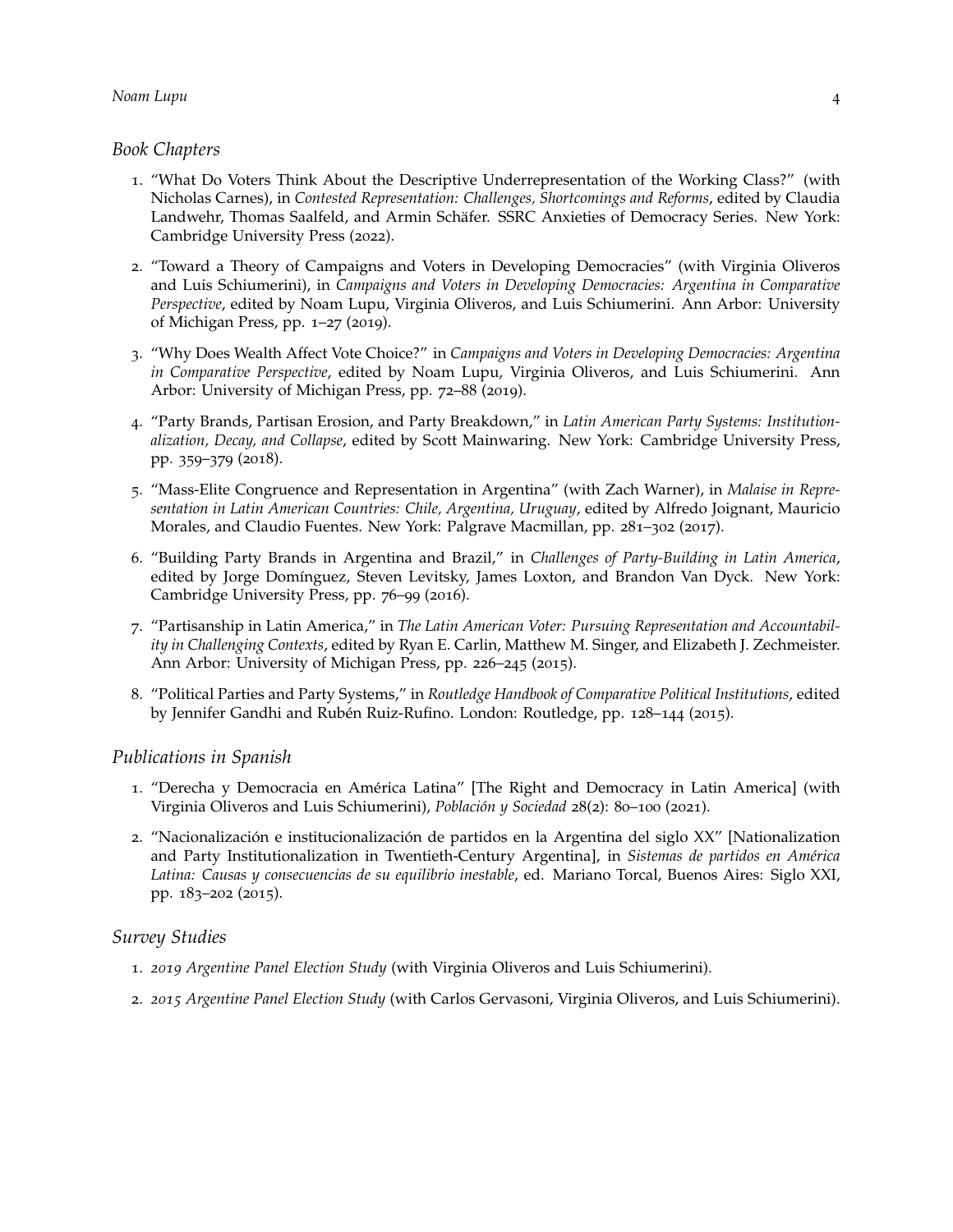### *Book Chapters*

1. "What Do Voters Think About the Descriptive Underrepresentation of the Working Class?" (with Nicholas Carnes), in *Contested Representation: Challenges, Shortcomings and Reforms*, edited by Claudia Landwehr, Thomas Saalfeld, and Armin Schäfer. SSRC Anxieties of Democracy Series. New York: Cambridge University Press (2022).

2. "Toward a Theory of Campaigns and Voters in Developing Democracies" (with Virginia Oliveros and Luis Schiumerini), in *Campaigns and Voters in Developing Democracies: Argentina in Comparative Perspective*, edited by Noam Lupu, Virginia Oliveros, and Luis Schiumerini. Ann Arbor: University of Michigan Press, pp. 1–27 (2019).

3. "Why Does Wealth Affect Vote Choice?" in *Campaigns and Voters in Developing Democracies: Argentina in Comparative Perspective*, edited by Noam Lupu, Virginia Oliveros, and Luis Schiumerini. Ann Arbor: University of Michigan Press, pp. 72–88 (2019).

4. "Party Brands, Partisan Erosion, and Party Breakdown," in *Latin American Party Systems: Institutionalization, Decay, and Collapse*, edited by Scott Mainwaring. New York: Cambridge University Press, pp. 359–379 (2018).

5. "Mass-Elite Congruence and Representation in Argentina" (with Zach Warner), in *Malaise in Representation in Latin American Countries: Chile, Argentina, Uruguay*, edited by Alfredo Joignant, Mauricio Morales, and Claudio Fuentes. New York: Palgrave Macmillan, pp. 281–302 (2017).

6. "Building Party Brands in Argentina and Brazil," in *Challenges of Party-Building in Latin America*, edited by Jorge Domínguez, Steven Levitsky, James Loxton, and Brandon Van Dyck. New York: Cambridge University Press, pp. 76–99 (2016).

7. "Partisanship in Latin America," in *The Latin American Voter: Pursuing Representation and Accountability in Challenging Contexts*, edited by Ryan E. Carlin, Matthew M. Singer, and Elizabeth J. Zechmeister. Ann Arbor: University of Michigan Press, pp. 226–245 (2015).

8. "Political Parties and Party Systems," in *Routledge Handbook of Comparative Political Institutions*, edited by Jennifer Gandhi and Rubén Ruiz-Rufino. London: Routledge, pp. 128–144 (2015).

### *Publications in Spanish*

1. "Derecha y Democracia en América Latina" [The Right and Democracy in Latin America] (with Virginia Oliveros and Luis Schiumerini), *Población y Sociedad* 28(2): 80–100 (2021).

2. "Nacionalización e institucionalización de partidos en la Argentina del siglo XX" [Nationalization and Party Institutionalization in Twentieth-Century Argentina], in *Sistemas de partidos en América Latina: Causas y consecuencias de su equilibrio inestable*, ed. Mariano Torcal, Buenos Aires: Siglo XXI, pp. 183–202 (2015).

### *Survey Studies*

1. *2019 Argentine Panel Election Study* (with Virginia Oliveros and Luis Schiumerini).

2. *2015 Argentine Panel Election Study* (with Carlos Gervasoni, Virginia Oliveros, and Luis Schiumerini).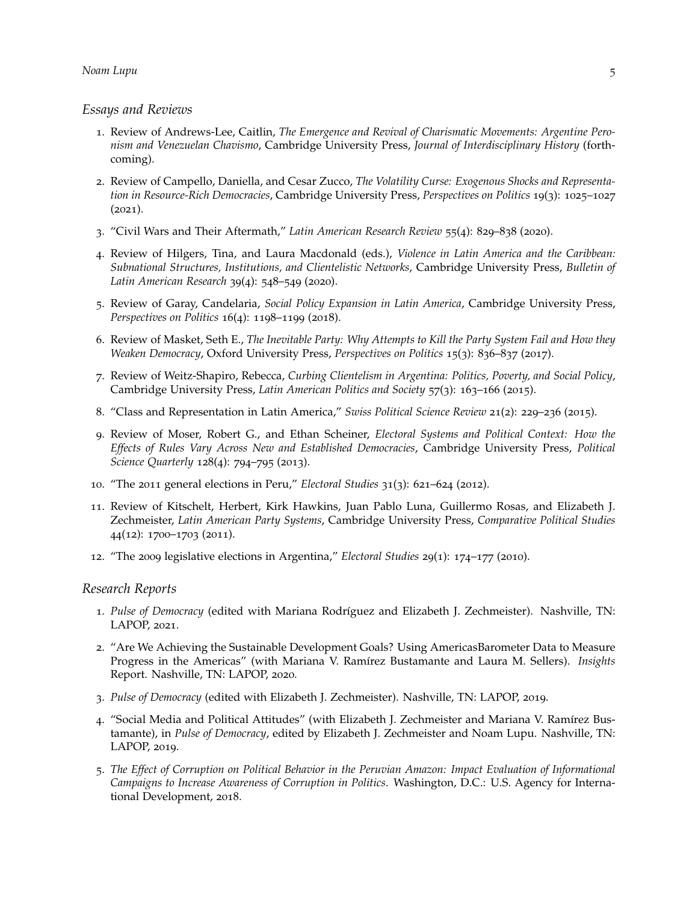### Essays and Reviews

1. Review of Andrews-Lee, Caitlin, *The Emergence and Revival of Charismatic Movements: Argentine Peronism and Venezuelan Chavismo*, Cambridge University Press, *Journal of Interdisciplinary History* (forthcoming).
2. Review of Campello, Daniella, and Cesar Zucco, *The Volatility Curse: Exogenous Shocks and Representation in Resource-Rich Democracies*, Cambridge University Press, *Perspectives on Politics* 19(3): 1025–1027 (2021).
3. "Civil Wars and Their Aftermath," *Latin American Research Review* 55(4): 829–838 (2020).
4. Review of Hilgers, Tina, and Laura Macdonald (eds.), *Violence in Latin America and the Caribbean: Subnational Structures, Institutions, and Clientelistic Networks*, Cambridge University Press, *Bulletin of Latin American Research* 39(4): 548–549 (2020).
5. Review of Garay, Candelaria, *Social Policy Expansion in Latin America*, Cambridge University Press, *Perspectives on Politics* 16(4): 1198–1199 (2018).
6. Review of Masket, Seth E., *The Inevitable Party: Why Attempts to Kill the Party System Fail and How they Weaken Democracy*, Oxford University Press, *Perspectives on Politics* 15(3): 836–837 (2017).
7. Review of Weitz-Shapiro, Rebecca, *Curbing Clientelism in Argentina: Politics, Poverty, and Social Policy*, Cambridge University Press, *Latin American Politics and Society* 57(3): 163–166 (2015).
8. "Class and Representation in Latin America," *Swiss Political Science Review* 21(2): 229–236 (2015).
9. Review of Moser, Robert G., and Ethan Scheiner, *Electoral Systems and Political Context: How the Effects of Rules Vary Across New and Established Democracies*, Cambridge University Press, *Political Science Quarterly* 128(4): 794–795 (2013).
10. "The 2011 general elections in Peru," *Electoral Studies* 31(3): 621–624 (2012).
11. Review of Kitschelt, Herbert, Kirk Hawkins, Juan Pablo Luna, Guillermo Rosas, and Elizabeth J. Zechmeister, *Latin American Party Systems*, Cambridge University Press, *Comparative Political Studies* 44(12): 1700–1703 (2011).
12. "The 2009 legislative elections in Argentina," *Electoral Studies* 29(1): 174–177 (2010).

### Research Reports

1. *Pulse of Democracy* (edited with Mariana Rodríguez and Elizabeth J. Zechmeister). Nashville, TN: LAPOP, 2021.
2. "Are We Achieving the Sustainable Development Goals? Using AmericasBarometer Data to Measure Progress in the Americas" (with Mariana V. Ramírez Bustamante and Laura M. Sellers). *Insights* Report. Nashville, TN: LAPOP, 2020.
3. *Pulse of Democracy* (edited with Elizabeth J. Zechmeister). Nashville, TN: LAPOP, 2019.
4. "Social Media and Political Attitudes" (with Elizabeth J. Zechmeister and Mariana V. Ramírez Bustamante), in *Pulse of Democracy*, edited by Elizabeth J. Zechmeister and Noam Lupu. Nashville, TN: LAPOP, 2019.
5. *The Effect of Corruption on Political Behavior in the Peruvian Amazon: Impact Evaluation of Informational Campaigns to Increase Awareness of Corruption in Politics*. Washington, D.C.: U.S. Agency for International Development, 2018.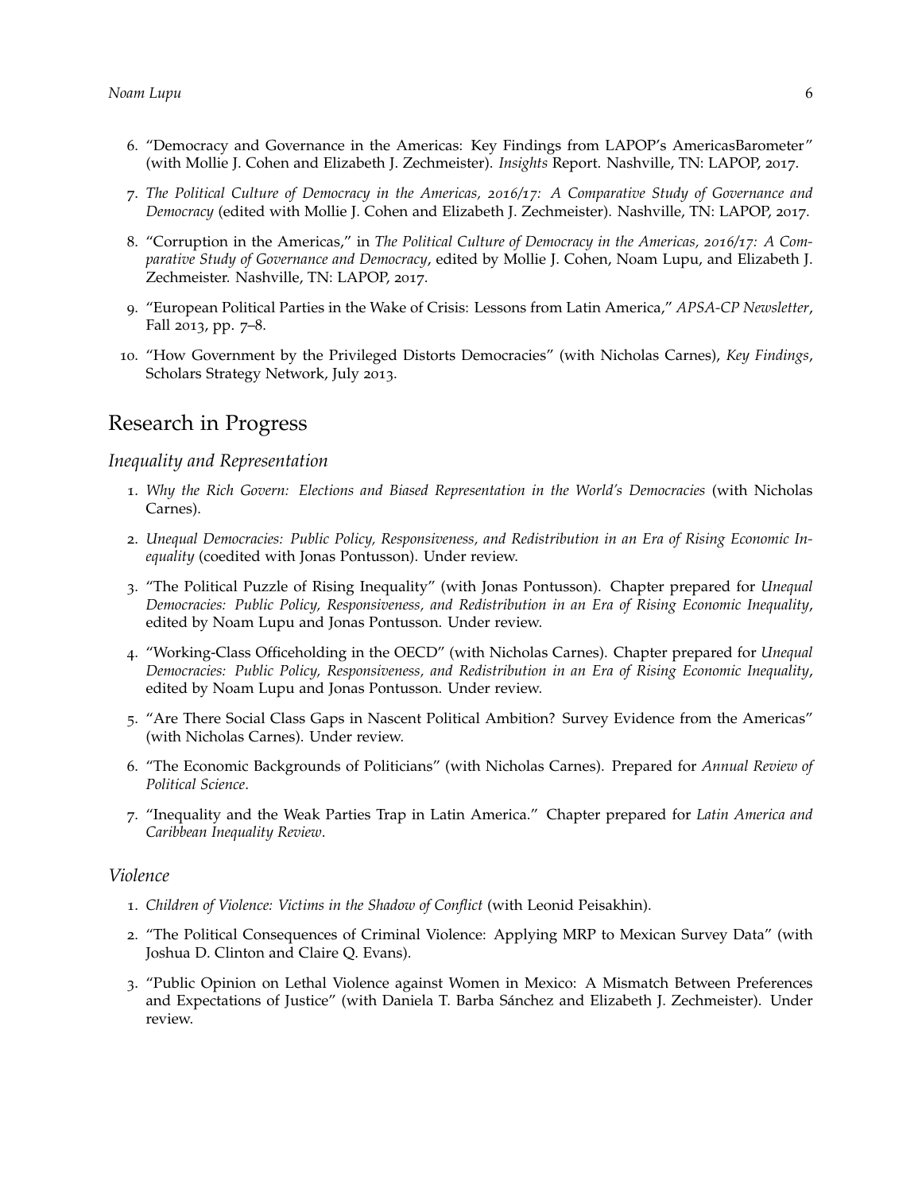6. "Democracy and Governance in the Americas: Key Findings from LAPOP's AmericasBarometer" (with Mollie J. Cohen and Elizabeth J. Zechmeister). *Insights* Report. Nashville, TN: LAPOP, 2017.

7. *The Political Culture of Democracy in the Americas, 2016/17: A Comparative Study of Governance and Democracy* (edited with Mollie J. Cohen and Elizabeth J. Zechmeister). Nashville, TN: LAPOP, 2017.

8. "Corruption in the Americas," in *The Political Culture of Democracy in the Americas, 2016/17: A Comparative Study of Governance and Democracy*, edited by Mollie J. Cohen, Noam Lupu, and Elizabeth J. Zechmeister. Nashville, TN: LAPOP, 2017.

9. "European Political Parties in the Wake of Crisis: Lessons from Latin America," *APSA-CP Newsletter*, Fall 2013, pp. 7–8.

10. "How Government by the Privileged Distorts Democracies" (with Nicholas Carnes), *Key Findings*, Scholars Strategy Network, July 2013.

## Research in Progress

### *Inequality and Representation*

1. *Why the Rich Govern: Elections and Biased Representation in the World's Democracies* (with Nicholas Carnes).

2. *Unequal Democracies: Public Policy, Responsiveness, and Redistribution in an Era of Rising Economic Inequality* (coedited with Jonas Pontusson). Under review.

3. "The Political Puzzle of Rising Inequality" (with Jonas Pontusson). Chapter prepared for *Unequal Democracies: Public Policy, Responsiveness, and Redistribution in an Era of Rising Economic Inequality*, edited by Noam Lupu and Jonas Pontusson. Under review.

4. "Working-Class Officeholding in the OECD" (with Nicholas Carnes). Chapter prepared for *Unequal Democracies: Public Policy, Responsiveness, and Redistribution in an Era of Rising Economic Inequality*, edited by Noam Lupu and Jonas Pontusson. Under review.

5. "Are There Social Class Gaps in Nascent Political Ambition? Survey Evidence from the Americas" (with Nicholas Carnes). Under review.

6. "The Economic Backgrounds of Politicians" (with Nicholas Carnes). Prepared for *Annual Review of Political Science*.

7. "Inequality and the Weak Parties Trap in Latin America." Chapter prepared for *Latin America and Caribbean Inequality Review*.

### *Violence*

1. *Children of Violence: Victims in the Shadow of Conflict* (with Leonid Peisakhin).

2. "The Political Consequences of Criminal Violence: Applying MRP to Mexican Survey Data" (with Joshua D. Clinton and Claire Q. Evans).

3. "Public Opinion on Lethal Violence against Women in Mexico: A Mismatch Between Preferences and Expectations of Justice" (with Daniela T. Barba Sánchez and Elizabeth J. Zechmeister). Under review.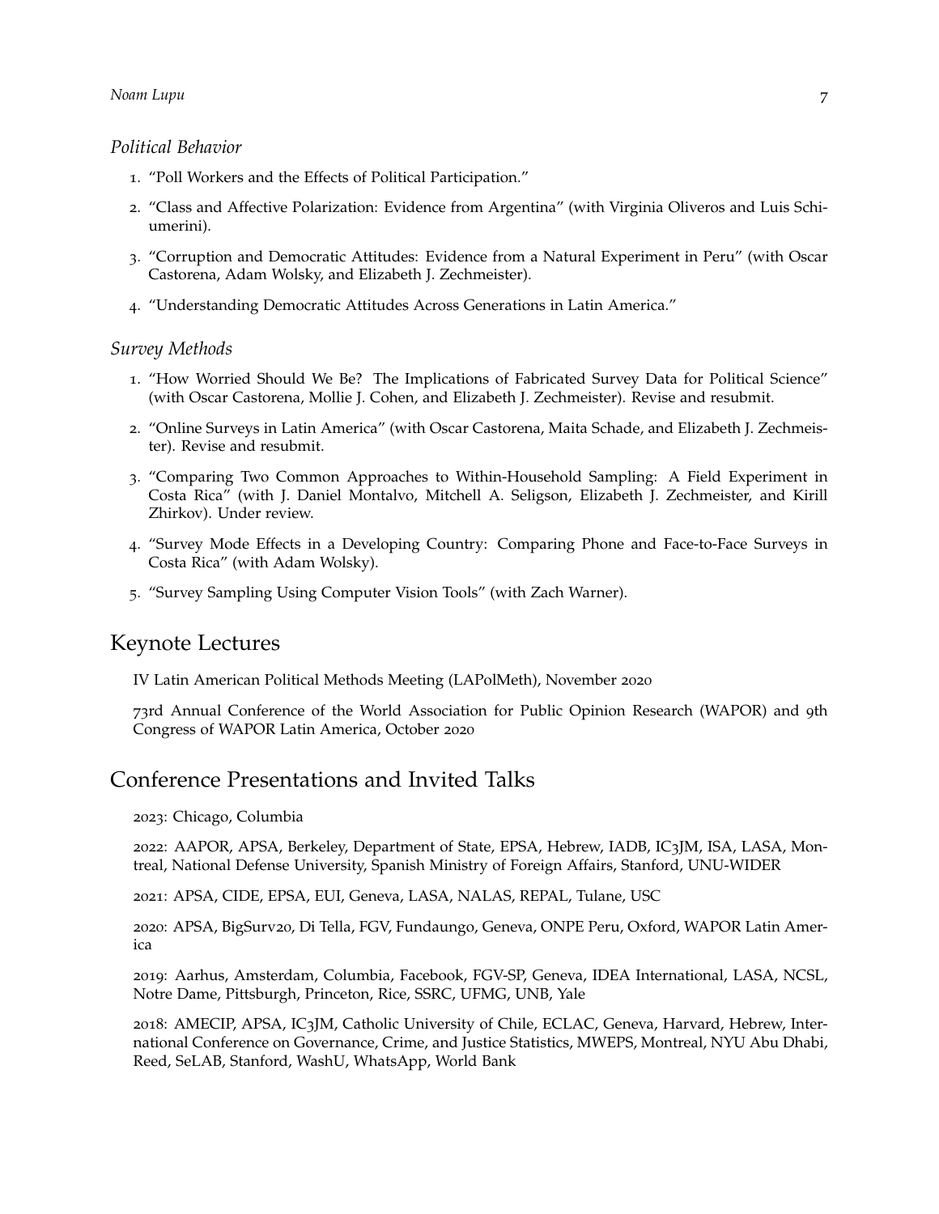### *Political Behavior*

1. "Poll Workers and the Effects of Political Participation."
2. "Class and Affective Polarization: Evidence from Argentina" (with Virginia Oliveros and Luis Schiumerini).
3. "Corruption and Democratic Attitudes: Evidence from a Natural Experiment in Peru" (with Oscar Castorena, Adam Wolsky, and Elizabeth J. Zechmeister).
4. "Understanding Democratic Attitudes Across Generations in Latin America."

### *Survey Methods*

1. "How Worried Should We Be? The Implications of Fabricated Survey Data for Political Science" (with Oscar Castorena, Mollie J. Cohen, and Elizabeth J. Zechmeister). Revise and resubmit.
2. "Online Surveys in Latin America" (with Oscar Castorena, Maita Schade, and Elizabeth J. Zechmeister). Revise and resubmit.
3. "Comparing Two Common Approaches to Within-Household Sampling: A Field Experiment in Costa Rica" (with J. Daniel Montalvo, Mitchell A. Seligson, Elizabeth J. Zechmeister, and Kirill Zhirkov). Under review.
4. "Survey Mode Effects in a Developing Country: Comparing Phone and Face-to-Face Surveys in Costa Rica" (with Adam Wolsky).
5. "Survey Sampling Using Computer Vision Tools" (with Zach Warner).

## Keynote Lectures

IV Latin American Political Methods Meeting (LAPolMeth), November 2020

73rd Annual Conference of the World Association for Public Opinion Research (WAPOR) and 9th Congress of WAPOR Latin America, October 2020

## Conference Presentations and Invited Talks

2023: Chicago, Columbia

2022: AAPOR, APSA, Berkeley, Department of State, EPSA, Hebrew, IADB, IC3JM, ISA, LASA, Montreal, National Defense University, Spanish Ministry of Foreign Affairs, Stanford, UNU-WIDER

2021: APSA, CIDE, EPSA, EUI, Geneva, LASA, NALAS, REPAL, Tulane, USC

2020: APSA, BigSurv20, Di Tella, FGV, Fundaungo, Geneva, ONPE Peru, Oxford, WAPOR Latin America

2019: Aarhus, Amsterdam, Columbia, Facebook, FGV-SP, Geneva, IDEA International, LASA, NCSL, Notre Dame, Pittsburgh, Princeton, Rice, SSRC, UFMG, UNB, Yale

2018: AMECIP, APSA, IC3JM, Catholic University of Chile, ECLAC, Geneva, Harvard, Hebrew, International Conference on Governance, Crime, and Justice Statistics, MWEPS, Montreal, NYU Abu Dhabi, Reed, SeLAB, Stanford, WashU, WhatsApp, World Bank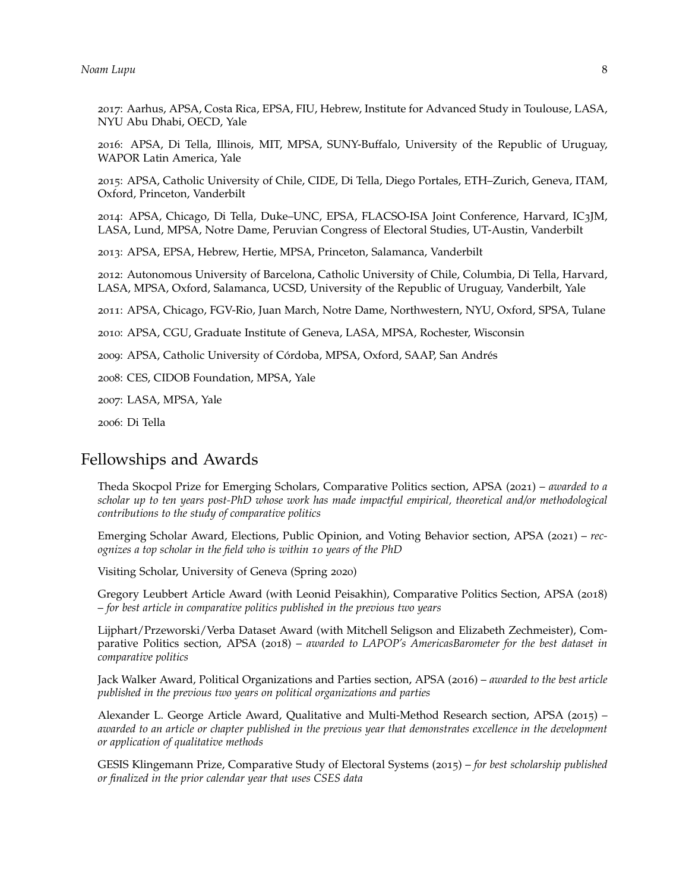2017: Aarhus, APSA, Costa Rica, EPSA, FIU, Hebrew, Institute for Advanced Study in Toulouse, LASA, NYU Abu Dhabi, OECD, Yale

2016: APSA, Di Tella, Illinois, MIT, MPSA, SUNY-Buffalo, University of the Republic of Uruguay, WAPOR Latin America, Yale

2015: APSA, Catholic University of Chile, CIDE, Di Tella, Diego Portales, ETH–Zurich, Geneva, ITAM, Oxford, Princeton, Vanderbilt

2014: APSA, Chicago, Di Tella, Duke–UNC, EPSA, FLACSO-ISA Joint Conference, Harvard, IC3JM, LASA, Lund, MPSA, Notre Dame, Peruvian Congress of Electoral Studies, UT-Austin, Vanderbilt

2013: APSA, EPSA, Hebrew, Hertie, MPSA, Princeton, Salamanca, Vanderbilt

2012: Autonomous University of Barcelona, Catholic University of Chile, Columbia, Di Tella, Harvard, LASA, MPSA, Oxford, Salamanca, UCSD, University of the Republic of Uruguay, Vanderbilt, Yale

2011: APSA, Chicago, FGV-Rio, Juan March, Notre Dame, Northwestern, NYU, Oxford, SPSA, Tulane

2010: APSA, CGU, Graduate Institute of Geneva, LASA, MPSA, Rochester, Wisconsin

2009: APSA, Catholic University of Córdoba, MPSA, Oxford, SAAP, San Andrés

2008: CES, CIDOB Foundation, MPSA, Yale

2007: LASA, MPSA, Yale

2006: Di Tella

## Fellowships and Awards

Theda Skocpol Prize for Emerging Scholars, Comparative Politics section, APSA (2021) – *awarded to a scholar up to ten years post-PhD whose work has made impactful empirical, theoretical and/or methodological contributions to the study of comparative politics*

Emerging Scholar Award, Elections, Public Opinion, and Voting Behavior section, APSA (2021) – *recognizes a top scholar in the field who is within 10 years of the PhD*

Visiting Scholar, University of Geneva (Spring 2020)

Gregory Leubbert Article Award (with Leonid Peisakhin), Comparative Politics Section, APSA (2018) – *for best article in comparative politics published in the previous two years*

Lijphart/Przeworski/Verba Dataset Award (with Mitchell Seligson and Elizabeth Zechmeister), Comparative Politics section, APSA (2018) – *awarded to LAPOP's AmericasBarometer for the best dataset in comparative politics*

Jack Walker Award, Political Organizations and Parties section, APSA (2016) – *awarded to the best article published in the previous two years on political organizations and parties*

Alexander L. George Article Award, Qualitative and Multi-Method Research section, APSA (2015) – *awarded to an article or chapter published in the previous year that demonstrates excellence in the development or application of qualitative methods*

GESIS Klingemann Prize, Comparative Study of Electoral Systems (2015) – *for best scholarship published or finalized in the prior calendar year that uses CSES data*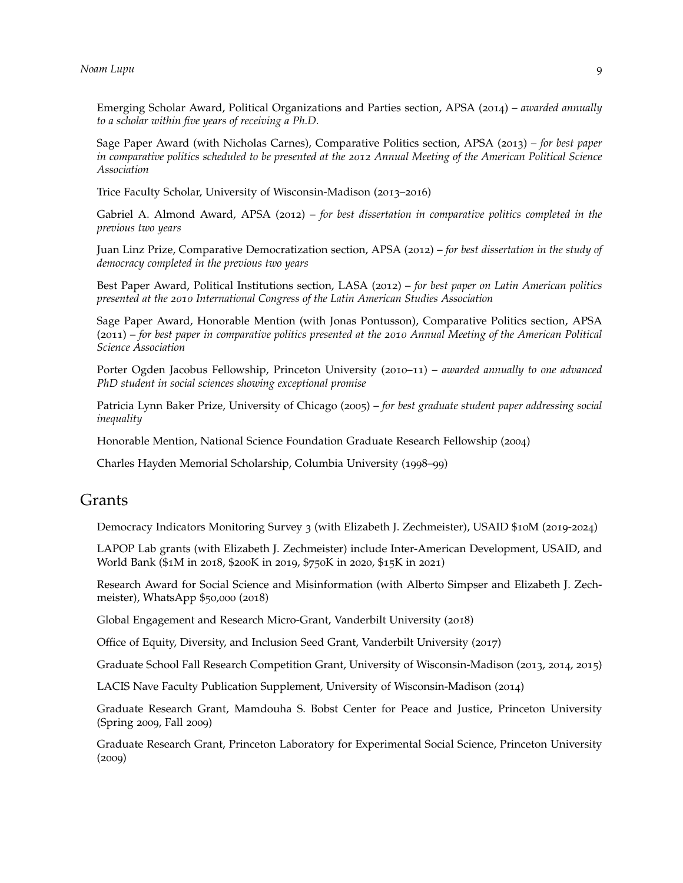Emerging Scholar Award, Political Organizations and Parties section, APSA (2014) – *awarded annually to a scholar within five years of receiving a Ph.D.*

Sage Paper Award (with Nicholas Carnes), Comparative Politics section, APSA (2013) – *for best paper in comparative politics scheduled to be presented at the 2012 Annual Meeting of the American Political Science Association*

Trice Faculty Scholar, University of Wisconsin-Madison (2013–2016)

Gabriel A. Almond Award, APSA (2012) – *for best dissertation in comparative politics completed in the previous two years*

Juan Linz Prize, Comparative Democratization section, APSA (2012) – *for best dissertation in the study of democracy completed in the previous two years*

Best Paper Award, Political Institutions section, LASA (2012) – *for best paper on Latin American politics presented at the 2010 International Congress of the Latin American Studies Association*

Sage Paper Award, Honorable Mention (with Jonas Pontusson), Comparative Politics section, APSA (2011) – *for best paper in comparative politics presented at the 2010 Annual Meeting of the American Political Science Association*

Porter Ogden Jacobus Fellowship, Princeton University (2010–11) – *awarded annually to one advanced PhD student in social sciences showing exceptional promise*

Patricia Lynn Baker Prize, University of Chicago (2005) – *for best graduate student paper addressing social inequality*

Honorable Mention, National Science Foundation Graduate Research Fellowship (2004)

Charles Hayden Memorial Scholarship, Columbia University (1998–99)

## Grants

Democracy Indicators Monitoring Survey 3 (with Elizabeth J. Zechmeister), USAID $10M (2019-2024)

LAPOP Lab grants (with Elizabeth J. Zechmeister) include Inter-American Development, USAID, and World Bank ($1M in 2018, $200K in 2019, $750K in 2020, $15K in 2021)

Research Award for Social Science and Misinformation (with Alberto Simpser and Elizabeth J. Zechmeister), WhatsApp $50,000 (2018)

Global Engagement and Research Micro-Grant, Vanderbilt University (2018)

Office of Equity, Diversity, and Inclusion Seed Grant, Vanderbilt University (2017)

Graduate School Fall Research Competition Grant, University of Wisconsin-Madison (2013, 2014, 2015)

LACIS Nave Faculty Publication Supplement, University of Wisconsin-Madison (2014)

Graduate Research Grant, Mamdouha S. Bobst Center for Peace and Justice, Princeton University (Spring 2009, Fall 2009)

Graduate Research Grant, Princeton Laboratory for Experimental Social Science, Princeton University (2009)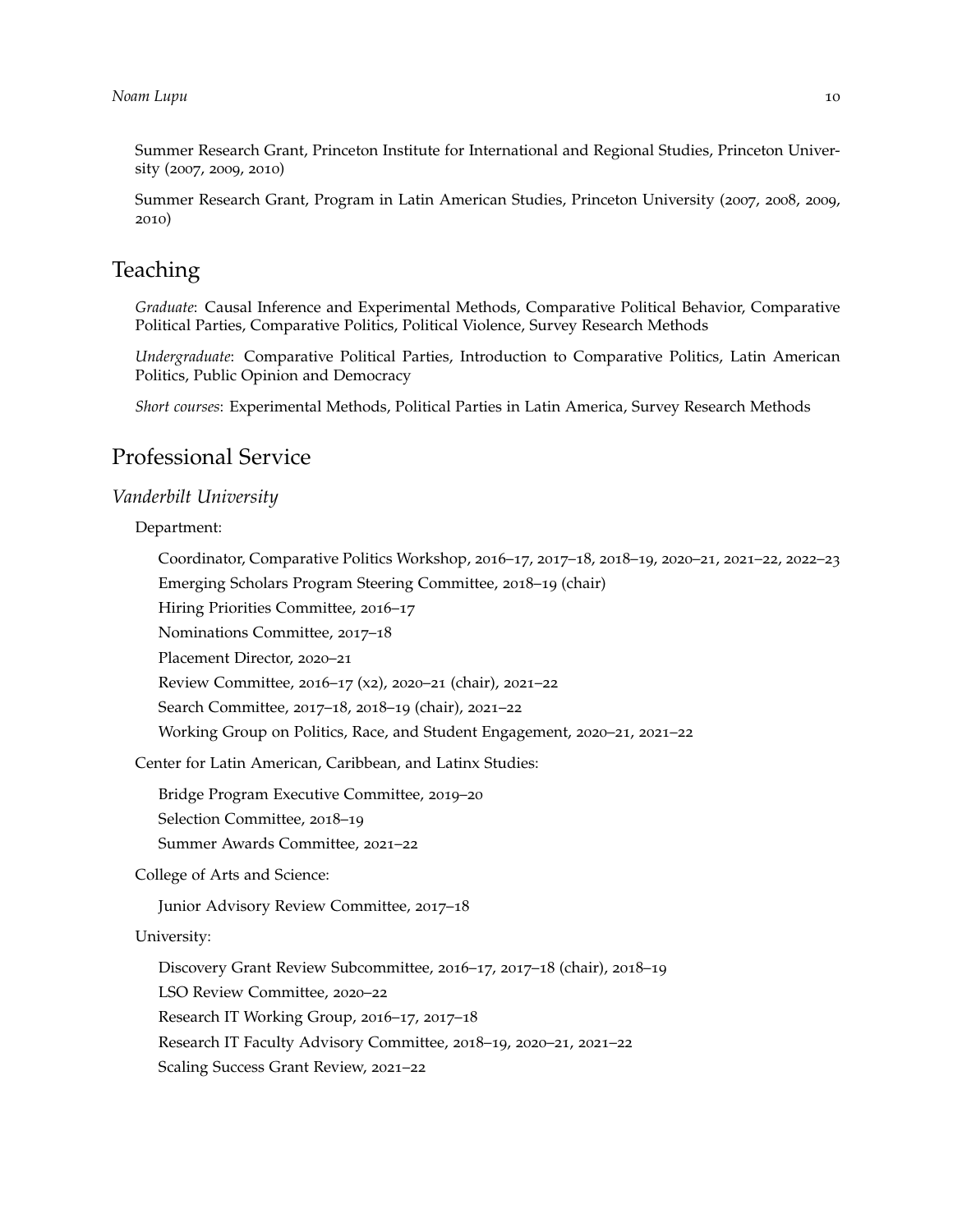Summer Research Grant, Princeton Institute for International and Regional Studies, Princeton University (2007, 2009, 2010)

Summer Research Grant, Program in Latin American Studies, Princeton University (2007, 2008, 2009, 2010)

## Teaching

*Graduate*: Causal Inference and Experimental Methods, Comparative Political Behavior, Comparative Political Parties, Comparative Politics, Political Violence, Survey Research Methods

*Undergraduate*: Comparative Political Parties, Introduction to Comparative Politics, Latin American Politics, Public Opinion and Democracy

*Short courses*: Experimental Methods, Political Parties in Latin America, Survey Research Methods

## Professional Service

### *Vanderbilt University*

Department:

- Coordinator, Comparative Politics Workshop, 2016–17, 2017–18, 2018–19, 2020–21, 2021–22, 2022–23
- Emerging Scholars Program Steering Committee, 2018–19 (chair)
- Hiring Priorities Committee, 2016–17
- Nominations Committee, 2017–18
- Placement Director, 2020–21
- Review Committee, 2016–17 (x2), 2020–21 (chair), 2021–22
- Search Committee, 2017–18, 2018–19 (chair), 2021–22
- Working Group on Politics, Race, and Student Engagement, 2020–21, 2021–22

Center for Latin American, Caribbean, and Latinx Studies:

- Bridge Program Executive Committee, 2019–20
- Selection Committee, 2018–19
- Summer Awards Committee, 2021–22

College of Arts and Science:

- Junior Advisory Review Committee, 2017–18

University:

- Discovery Grant Review Subcommittee, 2016–17, 2017–18 (chair), 2018–19
- LSO Review Committee, 2020–22
- Research IT Working Group, 2016–17, 2017–18
- Research IT Faculty Advisory Committee, 2018–19, 2020–21, 2021–22
- Scaling Success Grant Review, 2021–22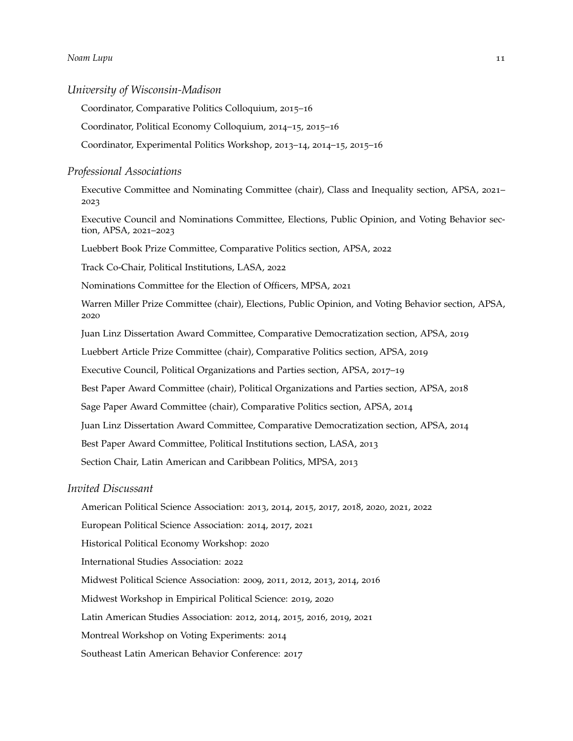## *University of Wisconsin-Madison*

Coordinator, Comparative Politics Colloquium, 2015–16

Coordinator, Political Economy Colloquium, 2014–15, 2015–16

Coordinator, Experimental Politics Workshop, 2013–14, 2014–15, 2015–16

## *Professional Associations*

Executive Committee and Nominating Committee (chair), Class and Inequality section, APSA, 2021–2023

Executive Council and Nominations Committee, Elections, Public Opinion, and Voting Behavior section, APSA, 2021–2023

Luebbert Book Prize Committee, Comparative Politics section, APSA, 2022

Track Co-Chair, Political Institutions, LASA, 2022

Nominations Committee for the Election of Officers, MPSA, 2021

Warren Miller Prize Committee (chair), Elections, Public Opinion, and Voting Behavior section, APSA, 2020

Juan Linz Dissertation Award Committee, Comparative Democratization section, APSA, 2019

Luebbert Article Prize Committee (chair), Comparative Politics section, APSA, 2019

Executive Council, Political Organizations and Parties section, APSA, 2017–19

Best Paper Award Committee (chair), Political Organizations and Parties section, APSA, 2018

Sage Paper Award Committee (chair), Comparative Politics section, APSA, 2014

Juan Linz Dissertation Award Committee, Comparative Democratization section, APSA, 2014

Best Paper Award Committee, Political Institutions section, LASA, 2013

Section Chair, Latin American and Caribbean Politics, MPSA, 2013

## *Invited Discussant*

American Political Science Association: 2013, 2014, 2015, 2017, 2018, 2020, 2021, 2022

European Political Science Association: 2014, 2017, 2021

Historical Political Economy Workshop: 2020

International Studies Association: 2022

Midwest Political Science Association: 2009, 2011, 2012, 2013, 2014, 2016

Midwest Workshop in Empirical Political Science: 2019, 2020

Latin American Studies Association: 2012, 2014, 2015, 2016, 2019, 2021

Montreal Workshop on Voting Experiments: 2014

Southeast Latin American Behavior Conference: 2017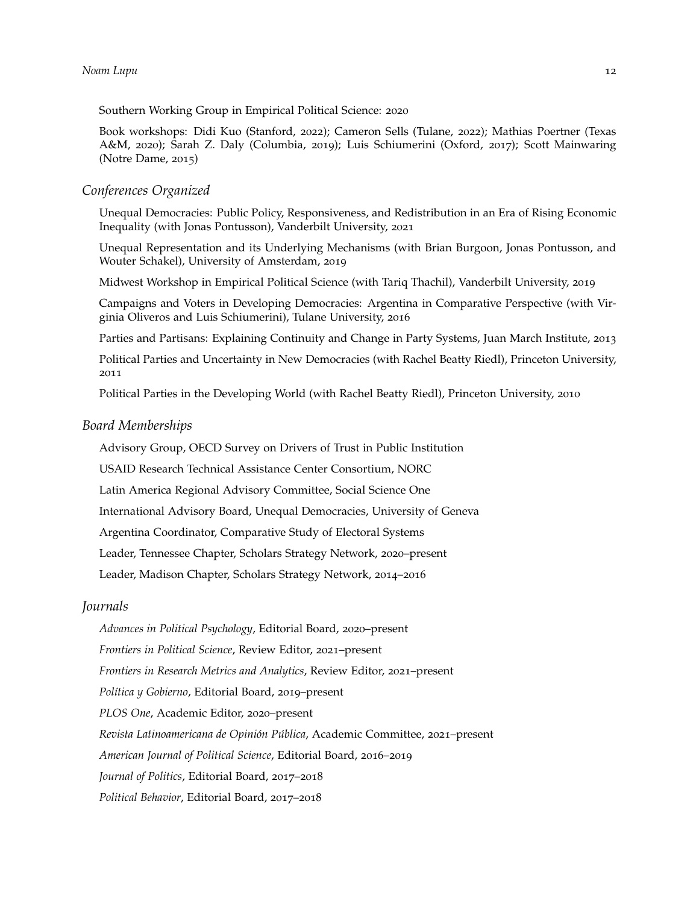Southern Working Group in Empirical Political Science: 2020

Book workshops: Didi Kuo (Stanford, 2022); Cameron Sells (Tulane, 2022); Mathias Poertner (Texas A&M, 2020); Sarah Z. Daly (Columbia, 2019); Luis Schiumerini (Oxford, 2017); Scott Mainwaring (Notre Dame, 2015)

### *Conferences Organized*

Unequal Democracies: Public Policy, Responsiveness, and Redistribution in an Era of Rising Economic Inequality (with Jonas Pontusson), Vanderbilt University, 2021

Unequal Representation and its Underlying Mechanisms (with Brian Burgoon, Jonas Pontusson, and Wouter Schakel), University of Amsterdam, 2019

Midwest Workshop in Empirical Political Science (with Tariq Thachil), Vanderbilt University, 2019

Campaigns and Voters in Developing Democracies: Argentina in Comparative Perspective (with Virginia Oliveros and Luis Schiumerini), Tulane University, 2016

Parties and Partisans: Explaining Continuity and Change in Party Systems, Juan March Institute, 2013

Political Parties and Uncertainty in New Democracies (with Rachel Beatty Riedl), Princeton University, 2011

Political Parties in the Developing World (with Rachel Beatty Riedl), Princeton University, 2010

### *Board Memberships*

Advisory Group, OECD Survey on Drivers of Trust in Public Institution

USAID Research Technical Assistance Center Consortium, NORC

Latin America Regional Advisory Committee, Social Science One

International Advisory Board, Unequal Democracies, University of Geneva

Argentina Coordinator, Comparative Study of Electoral Systems

Leader, Tennessee Chapter, Scholars Strategy Network, 2020–present

Leader, Madison Chapter, Scholars Strategy Network, 2014–2016

### *Journals*

*Advances in Political Psychology*, Editorial Board, 2020–present

*Frontiers in Political Science*, Review Editor, 2021–present

*Frontiers in Research Metrics and Analytics*, Review Editor, 2021–present

*Política y Gobierno*, Editorial Board, 2019–present

*PLOS One*, Academic Editor, 2020–present

*Revista Latinoamericana de Opinión Pública*, Academic Committee, 2021–present

*American Journal of Political Science*, Editorial Board, 2016–2019

*Journal of Politics*, Editorial Board, 2017–2018

*Political Behavior*, Editorial Board, 2017–2018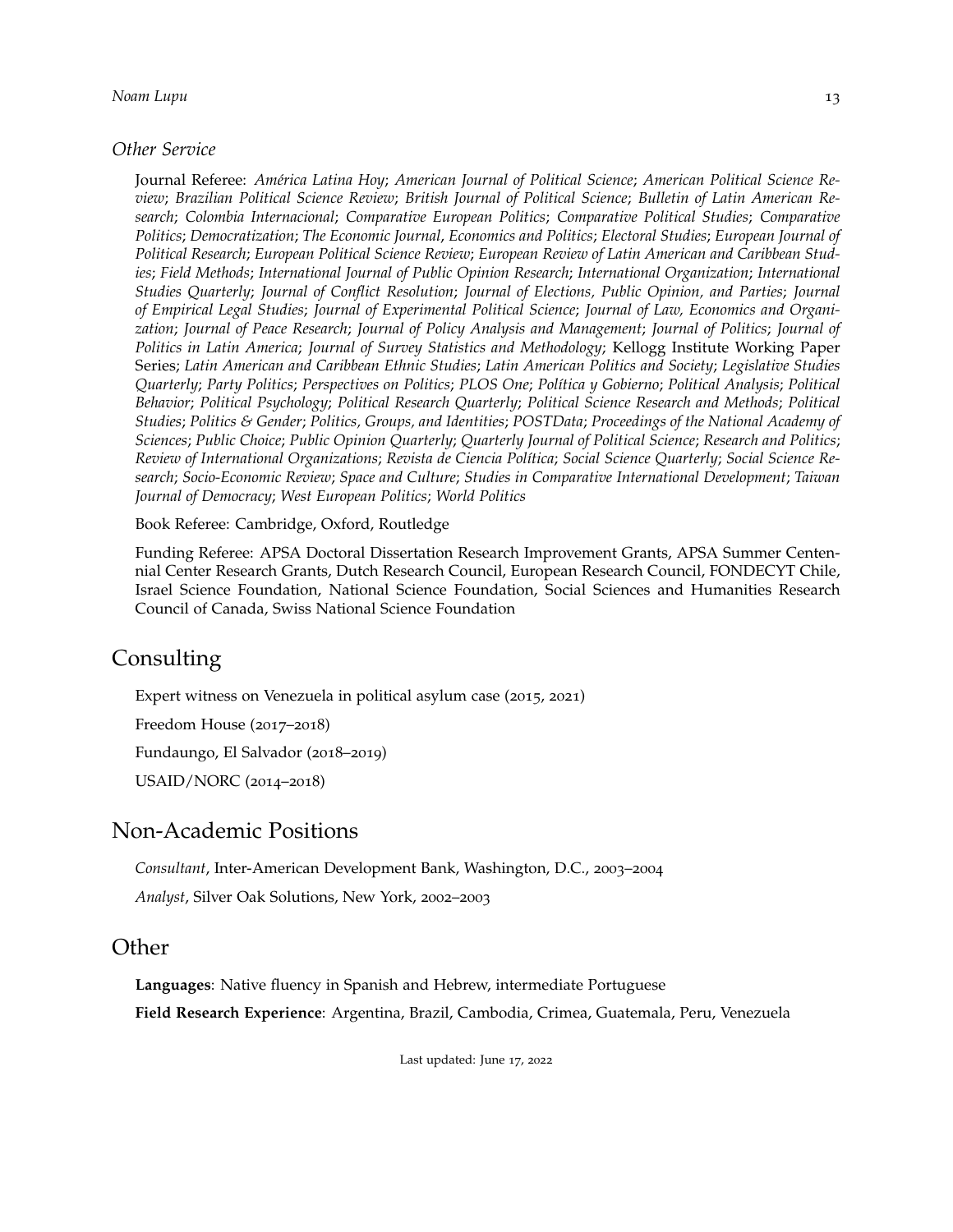### *Other Service*

Journal Referee: *América Latina Hoy*; *American Journal of Political Science*; *American Political Science Review*; *Brazilian Political Science Review*; *British Journal of Political Science*; *Bulletin of Latin American Research*; *Colombia Internacional*; *Comparative European Politics*; *Comparative Political Studies*; *Comparative Politics*; *Democratization*; *The Economic Journal*, *Economics and Politics*; *Electoral Studies*; *European Journal of Political Research*; *European Political Science Review*; *European Review of Latin American and Caribbean Studies*; *Field Methods*; *International Journal of Public Opinion Research*; *International Organization*; *International Studies Quarterly*; *Journal of Conflict Resolution*; *Journal of Elections, Public Opinion, and Parties*; *Journal of Empirical Legal Studies*; *Journal of Experimental Political Science*; *Journal of Law, Economics and Organization*; *Journal of Peace Research*; *Journal of Policy Analysis and Management*; *Journal of Politics*; *Journal of Politics in Latin America*; *Journal of Survey Statistics and Methodology*; Kellogg Institute Working Paper Series; *Latin American and Caribbean Ethnic Studies*; *Latin American Politics and Society*; *Legislative Studies Quarterly*; *Party Politics*; *Perspectives on Politics*; *PLOS One*; *Política y Gobierno*; *Political Analysis*; *Political Behavior*; *Political Psychology*; *Political Research Quarterly*; *Political Science Research and Methods*; *Political Studies*; *Politics & Gender*; *Politics, Groups, and Identities*; *POSTData*; *Proceedings of the National Academy of Sciences*; *Public Choice*; *Public Opinion Quarterly*; *Quarterly Journal of Political Science*; *Research and Politics*; *Review of International Organizations*; *Revista de Ciencia Política*; *Social Science Quarterly*; *Social Science Research*; *Socio-Economic Review*; *Space and Culture*; *Studies in Comparative International Development*; *Taiwan Journal of Democracy*; *West European Politics*; *World Politics*

Book Referee: Cambridge, Oxford, Routledge

Funding Referee: APSA Doctoral Dissertation Research Improvement Grants, APSA Summer Centennial Center Research Grants, Dutch Research Council, European Research Council, FONDECYT Chile, Israel Science Foundation, National Science Foundation, Social Sciences and Humanities Research Council of Canada, Swiss National Science Foundation

## Consulting

Expert witness on Venezuela in political asylum case (2015, 2021)

Freedom House (2017–2018)

Fundaungo, El Salvador (2018–2019)

USAID/NORC (2014–2018)

## Non-Academic Positions

*Consultant*, Inter-American Development Bank, Washington, D.C., 2003–2004

*Analyst*, Silver Oak Solutions, New York, 2002–2003

## Other

**Languages**: Native fluency in Spanish and Hebrew, intermediate Portuguese

**Field Research Experience**: Argentina, Brazil, Cambodia, Crimea, Guatemala, Peru, Venezuela

Last updated: June 17, 2022